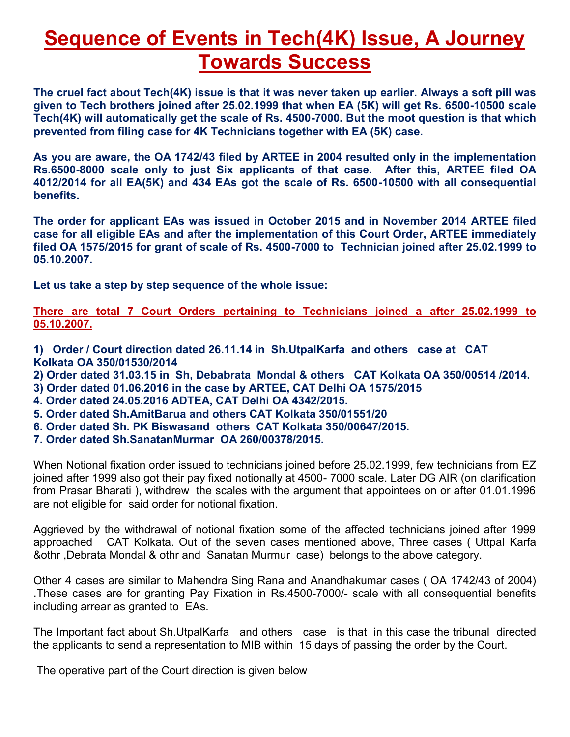# Sequence of Events in Tech(4K) Issue, A Journey Towards Success

**The cruel fact about Tech(4K) issue is that it was never taken up earlier. Always a soft pill was given to Tech brothers joined after 25.02.1999 that when EA (5K) will get Rs. 6500-10500 scale Tech(4K) will automatically get the scale of Rs. 4500-7000. But the moot question is that which prevented from filing case for 4K Technicians together with EA (5K) case.**

**As you are aware, the OA 1742/43 filed by ARTEE in 2004 resulted only in the implementation Rs.6500-8000 scale only to just Six applicants of that case. After this, ARTEE filed OA 4012/2014 for all EA(5K) and 434 EAs got the scale of Rs. 6500-10500 with all consequential benefits.**

**The order for applicant EAs was issued in October 2015 and in November 2014 ARTEE filed case for all eligible EAs and after the implementation of this Court Order, ARTEE immediately filed OA 1575/2015 for grant of scale of Rs. 4500-7000 to Technician joined after 25.02.1999 to 05.10.2007.**

**Let us take a step by step sequence of the whole issue:**

**There are total 7 Court Orders pertaining to Technicians joined a after 25.02.1999 to 05.10.2007.**

**1) Order / Court direction dated 26.11.14 in Sh.UtpalKarfa and others case at CAT Kolkata OA 350/01530/2014**
**2) Order dated 31.03.15 in Sh, Debabrata Mondal & others CAT Kolkata OA 350/00514 /2014.**
**3) Order dated 01.06.2016 in the case by ARTEE, CAT Delhi OA 1575/2015**
**4. Order dated 24.05.2016 ADTEA, CAT Delhi OA 4342/2015.**
**5. Order dated Sh.AmitBarua and others CAT Kolkata 350/01551/20**
**6. Order dated Sh. PK Biswasand others CAT Kolkata 350/00647/2015.**
**7. Order dated Sh.SanatanMurmar OA 260/00378/2015.**

When Notional fixation order issued to technicians joined before 25.02.1999, few technicians from EZ joined after 1999 also got their pay fixed notionally at 4500- 7000 scale. Later DG AIR (on clarification from Prasar Bharati ), withdrew the scales with the argument that appointees on or after 01.01.1996 are not eligible for said order for notional fixation.

Aggrieved by the withdrawal of notional fixation some of the affected technicians joined after 1999 approached CAT Kolkata. Out of the seven cases mentioned above, Three cases ( Uttpal Karfa &othr ,Debrata Mondal & othr and Sanatan Murmur case) belongs to the above category.

Other 4 cases are similar to Mahendra Sing Rana and Anandhakumar cases ( OA 1742/43 of 2004) .These cases are for granting Pay Fixation in Rs.4500-7000/- scale with all consequential benefits including arrear as granted to EAs.

The Important fact about Sh.UtpalKarfa and others case is that in this case the tribunal directed the applicants to send a representation to MIB within 15 days of passing the order by the Court.

The operative part of the Court direction is given below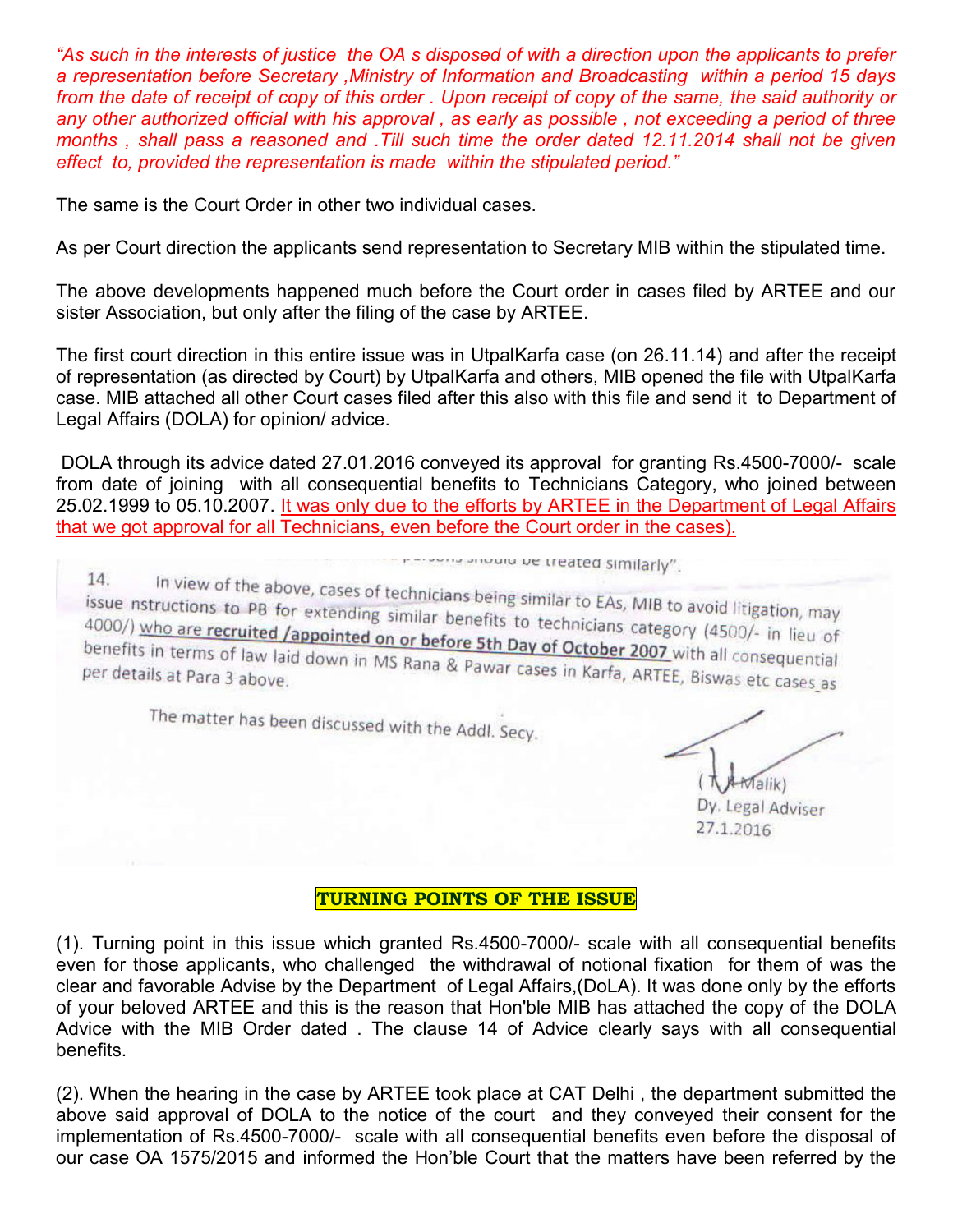*"As such in the interests of justice the OA s disposed of with a direction upon the applicants to prefer a representation before Secretary ,Ministry of Information and Broadcasting within a period 15 days from the date of receipt of copy of this order . Upon receipt of copy of the same, the said authority or any other authorized official with his approval , as early as possible , not exceeding a period of three months , shall pass a reasoned and .Till such time the order dated 12.11.2014 shall not be given effect to, provided the representation is made within the stipulated period."*

The same is the Court Order in other two individual cases.

As per Court direction the applicants send representation to Secretary MIB within the stipulated time.

The above developments happened much before the Court order in cases filed by ARTEE and our sister Association, but only after the filing of the case by ARTEE.

The first court direction in this entire issue was in UtpalKarfa case (on 26.11.14) and after the receipt of representation (as directed by Court) by UtpalKarfa and others, MIB opened the file with UtpalKarfa case. MIB attached all other Court cases filed after this also with this file and send it to Department of Legal Affairs (DOLA) for opinion/ advice.

DOLA through its advice dated 27.01.2016 conveyed its approval for granting Rs.4500-7000/- scale from date of joining with all consequential benefits to Technicians Category, who joined between 25.02.1999 to 05.10.2007. <u>It was only due to the efforts by ARTEE in the Department of Legal Affairs that we got approval for all Technicians, even before the Court order in the cases).</u>

> ... persons should be treated similarly".
>
> 14. In view of the above, cases of technicians being similar to EAs, MIB to avoid litigation, may issue nstructions to PB for extending similar benefits to technicians category (4500/- in lieu of 4000/) <u>who are **recruited /appointed on or before 5th Day of October 2007**</u> with all consequential benefits in terms of law laid down in MS Rana & Pawar cases in Karfa, ARTEE, Biswas etc cases as per details at Para 3 above.
>
> The matter has been discussed with the Addl. Secy.
>
> (T.K. Malik)
> Dy. Legal Adviser
> 27.1.2016

## TURNING POINTS OF THE ISSUE

(1). Turning point in this issue which granted Rs.4500-7000/- scale with all consequential benefits even for those applicants, who challenged the withdrawal of notional fixation for them of was the clear and favorable Advise by the Department of Legal Affairs,(DoLA). It was done only by the efforts of your beloved ARTEE and this is the reason that Hon'ble MIB has attached the copy of the DOLA Advice with the MIB Order dated . The clause 14 of Advice clearly says with all consequential benefits.

(2). When the hearing in the case by ARTEE took place at CAT Delhi , the department submitted the above said approval of DOLA to the notice of the court and they conveyed their consent for the implementation of Rs.4500-7000/- scale with all consequential benefits even before the disposal of our case OA 1575/2015 and informed the Hon'ble Court that the matters have been referred by the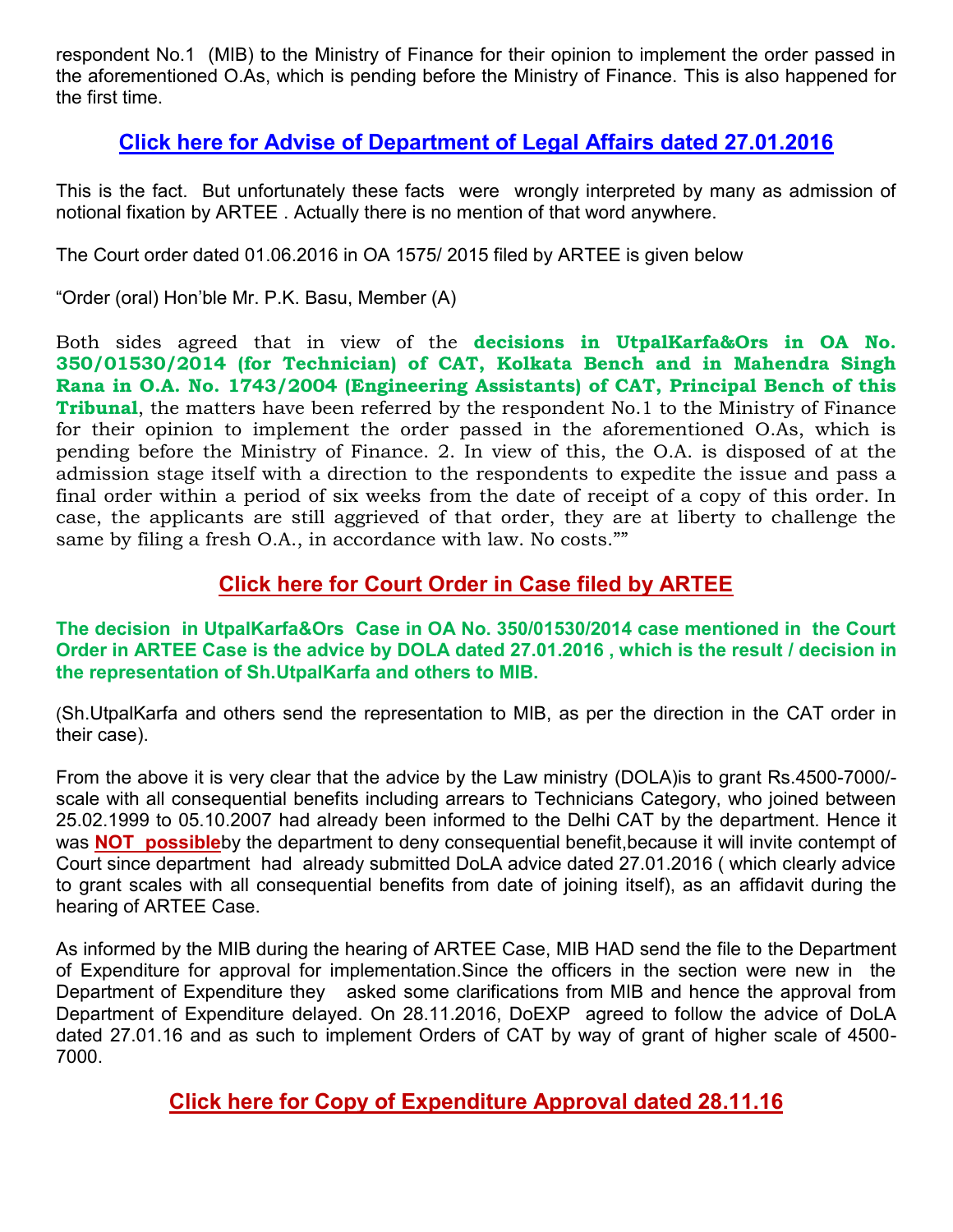respondent No.1 (MIB) to the Ministry of Finance for their opinion to implement the order passed in the aforementioned O.As, which is pending before the Ministry of Finance. This is also happened for the first time.

## **Click here for Advise of Department of Legal Affairs dated 27.01.2016**

This is the fact. But unfortunately these facts were wrongly interpreted by many as admission of notional fixation by ARTEE . Actually there is no mention of that word anywhere.

The Court order dated 01.06.2016 in OA 1575/ 2015 filed by ARTEE is given below

"Order (oral) Hon'ble Mr. P.K. Basu, Member (A)

Both sides agreed that in view of the **decisions in UtpalKarfa&Ors in OA No. 350/01530/2014 (for Technician) of CAT, Kolkata Bench and in Mahendra Singh Rana in O.A. No. 1743/2004 (Engineering Assistants) of CAT, Principal Bench of this Tribunal**, the matters have been referred by the respondent No.1 to the Ministry of Finance for their opinion to implement the order passed in the aforementioned O.As, which is pending before the Ministry of Finance. 2. In view of this, the O.A. is disposed of at the admission stage itself with a direction to the respondents to expedite the issue and pass a final order within a period of six weeks from the date of receipt of a copy of this order. In case, the applicants are still aggrieved of that order, they are at liberty to challenge the same by filing a fresh O.A., in accordance with law. No costs.""

## **Click here for Court Order in Case filed by ARTEE**

**The decision in UtpalKarfa&Ors Case in OA No. 350/01530/2014 case mentioned in the Court Order in ARTEE Case is the advice by DOLA dated 27.01.2016 , which is the result / decision in the representation of Sh.UtpalKarfa and others to MIB.**

(Sh.UtpalKarfa and others send the representation to MIB, as per the direction in the CAT order in their case).

From the above it is very clear that the advice by the Law ministry (DOLA)is to grant Rs.4500-7000/- scale with all consequential benefits including arrears to Technicians Category, who joined between 25.02.1999 to 05.10.2007 had already been informed to the Delhi CAT by the department. Hence it was **NOT possible**by the department to deny consequential benefit,because it will invite contempt of Court since department had already submitted DoLA advice dated 27.01.2016 ( which clearly advice to grant scales with all consequential benefits from date of joining itself), as an affidavit during the hearing of ARTEE Case.

As informed by the MIB during the hearing of ARTEE Case, MIB HAD send the file to the Department of Expenditure for approval for implementation.Since the officers in the section were new in the Department of Expenditure they asked some clarifications from MIB and hence the approval from Department of Expenditure delayed. On 28.11.2016, DoEXP agreed to follow the advice of DoLA dated 27.01.16 and as such to implement Orders of CAT by way of grant of higher scale of 4500-7000.

## **Click here for Copy of Expenditure Approval dated 28.11.16**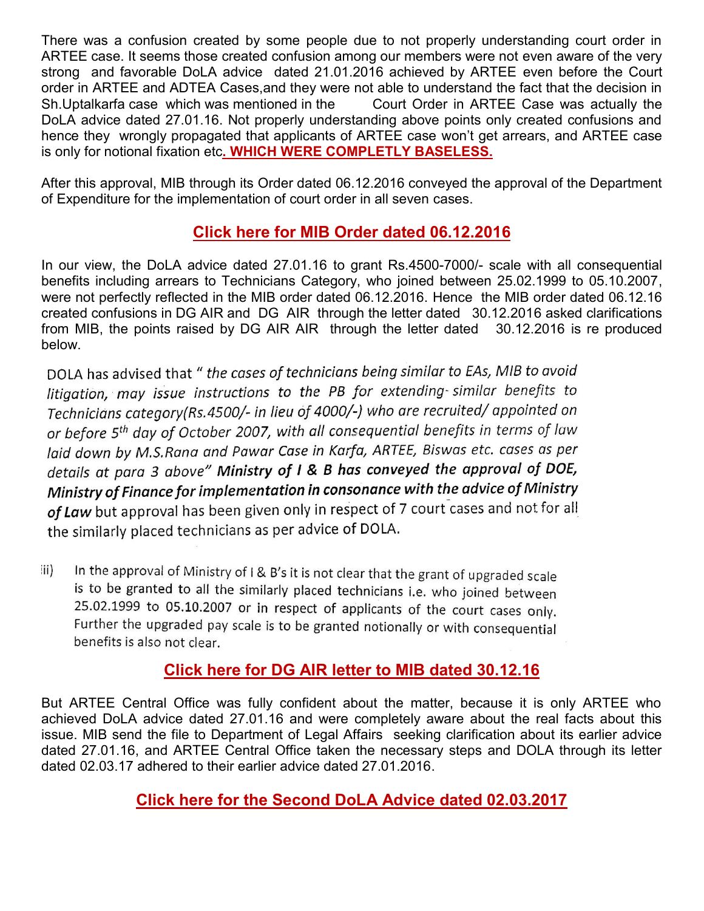There was a confusion created by some people due to not properly understanding court order in ARTEE case. It seems those created confusion among our members were not even aware of the very strong and favorable DoLA advice dated 21.01.2016 achieved by ARTEE even before the Court order in ARTEE and ADTEA Cases,and they were not able to understand the fact that the decision in Sh.Uptalkarfa case which was mentioned in the Court Order in ARTEE Case was actually the DoLA advice dated 27.01.16. Not properly understanding above points only created confusions and hence they wrongly propagated that applicants of ARTEE case won't get arrears, and ARTEE case is only for notional fixation etc**. WHICH WERE COMPLETLY BASELESS.**

After this approval, MIB through its Order dated 06.12.2016 conveyed the approval of the Department of Expenditure for the implementation of court order in all seven cases.

**Click here for MIB Order dated 06.12.2016**

In our view, the DoLA advice dated 27.01.16 to grant Rs.4500-7000/- scale with all consequential benefits including arrears to Technicians Category, who joined between 25.02.1999 to 05.10.2007, were not perfectly reflected in the MIB order dated 06.12.2016. Hence the MIB order dated 06.12.16 created confusions in DG AIR and DG AIR through the letter dated 30.12.2016 asked clarifications from MIB, the points raised by DG AIR AIR through the letter dated 30.12.2016 is re produced below.

DOLA has advised that "*the cases of technicians being similar to EAs, MIB to avoid litigation, may issue instructions to the PB for extending similar benefits to Technicians category(Rs.4500/- in lieu of 4000/-) who are recruited/ appointed on or before 5th day of October 2007, with all consequential benefits in terms of law laid down by M.S.Rana and Pawar Case in Karfa, ARTEE, Biswas etc. cases as per details at para 3 above*" ***Ministry of I & B has conveyed the approval of DOE, Ministry of Finance for implementation in consonance with the advice of Ministry of Law*** but approval has been given only in respect of 7 court cases and not for all the similarly placed technicians as per advice of DOLA.

iii) In the approval of Ministry of I & B's it is not clear that the grant of upgraded scale is to be granted to all the similarly placed technicians i.e. who joined between 25.02.1999 to 05.10.2007 or in respect of applicants of the court cases only. Further the upgraded pay scale is to be granted notionally or with consequential benefits is also not clear.

**Click here for DG AIR letter to MIB dated 30.12.16**

But ARTEE Central Office was fully confident about the matter, because it is only ARTEE who achieved DoLA advice dated 27.01.16 and were completely aware about the real facts about this issue. MIB send the file to Department of Legal Affairs seeking clarification about its earlier advice dated 27.01.16, and ARTEE Central Office taken the necessary steps and DOLA through its letter dated 02.03.17 adhered to their earlier advice dated 27.01.2016.

**Click here for the Second DoLA Advice dated 02.03.2017**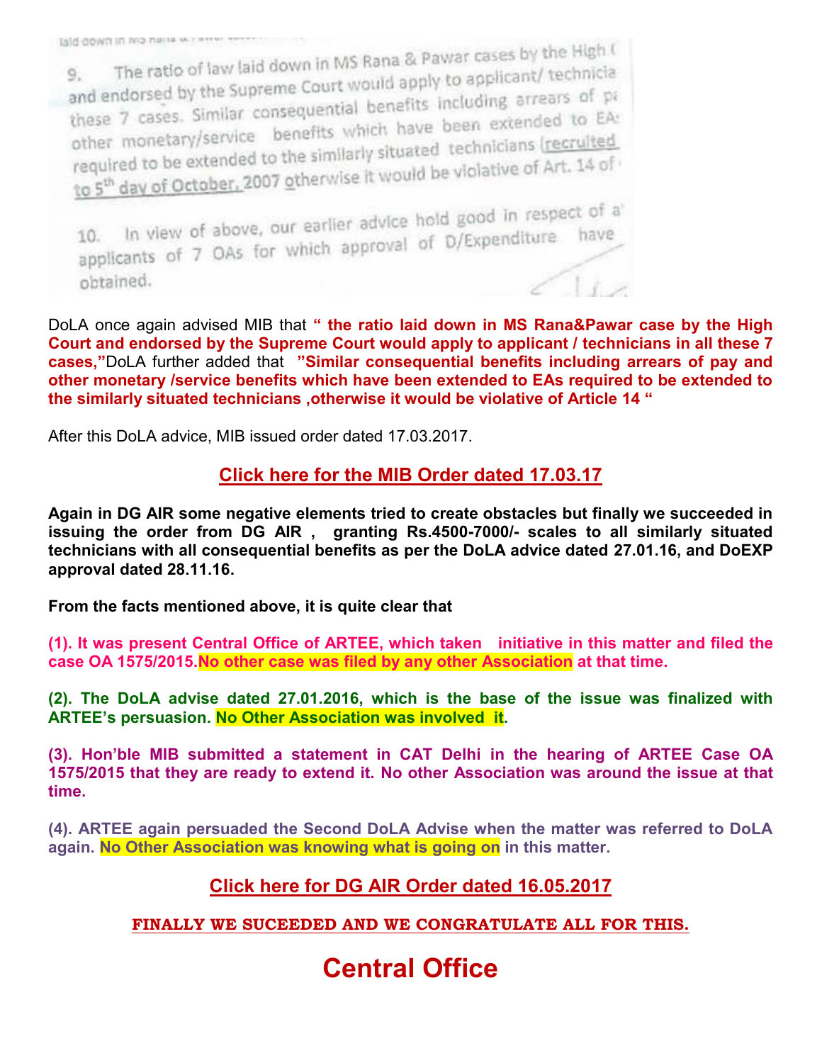laid down in MS Rana & Pawar cases

9. The ratio of law laid down in MS Rana & Pawar cases by the High C and endorsed by the Supreme Court would apply to applicant/ technicia these 7 cases. Similar consequential benefits including arrears of pa other monetary/service benefits which have been extended to EA: required to be extended to the similarly situated technicians (recruited to 5th day of October, 2007 otherwise it would be violative of Art. 14 of

10. In view of above, our earlier advice hold good in respect of a applicants of 7 OAs for which approval of D/Expenditure have obtained.

DoLA once again advised MIB that **" the ratio laid down in MS Rana&Pawar case by the High Court and endorsed by the Supreme Court would apply to applicant / technicians in all these 7 cases,"**DoLA further added that **"Similar consequential benefits including arrears of pay and other monetary /service benefits which have been extended to EAs required to be extended to the similarly situated technicians ,otherwise it would be violative of Article 14 "**

After this DoLA advice, MIB issued order dated 17.03.2017.

**Click here for the MIB Order dated 17.03.17**

**Again in DG AIR some negative elements tried to create obstacles but finally we succeeded in issuing the order from DG AIR , granting Rs.4500-7000/- scales to all similarly situated technicians with all consequential benefits as per the DoLA advice dated 27.01.16, and DoEXP approval dated 28.11.16.**

**From the facts mentioned above, it is quite clear that**

**(1). It was present Central Office of ARTEE, which taken initiative in this matter and filed the case OA 1575/2015.No other case was filed by any other Association at that time.**

**(2). The DoLA advise dated 27.01.2016, which is the base of the issue was finalized with ARTEE's persuasion. No Other Association was involved it.**

**(3). Hon'ble MIB submitted a statement in CAT Delhi in the hearing of ARTEE Case OA 1575/2015 that they are ready to extend it. No other Association was around the issue at that time.**

**(4). ARTEE again persuaded the Second DoLA Advise when the matter was referred to DoLA again. No Other Association was knowing what is going on in this matter.**

**Click here for DG AIR Order dated 16.05.2017**

**FINALLY WE SUCEEDED AND WE CONGRATULATE ALL FOR THIS.**

# Central Office